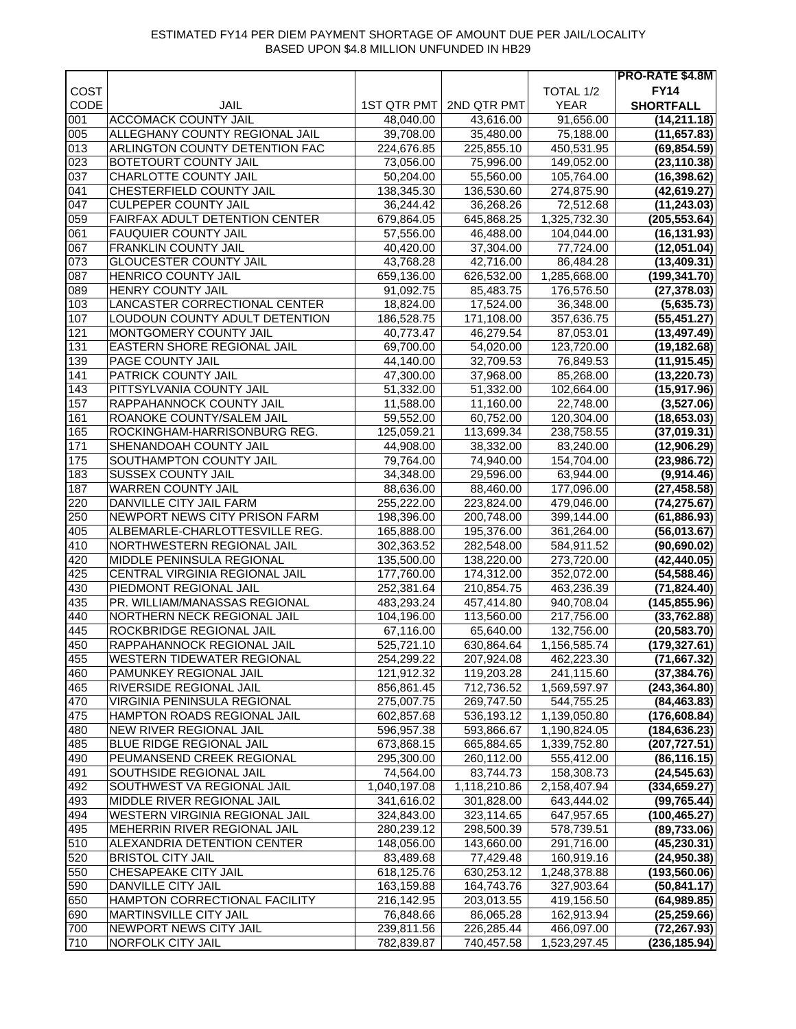ESTIMATED FY14 PER DIEM PAYMENT SHORTAGE OF AMOUNT DUE PER JAIL/LOCALITY
BASED UPON $4.8 MILLION UNFUNDED IN HB29

| COST CODE | JAIL | 1ST QTR PMT | 2ND QTR PMT | TOTAL 1/2 YEAR | PRO-RATE $4.8M FY14 SHORTFALL |
|---|---|---|---|---|---|
| 001 | ACCOMACK COUNTY JAIL | 48,040.00 | 43,616.00 | 91,656.00 | **(14,211.18)** |
| 005 | ALLEGHANY COUNTY REGIONAL JAIL | 39,708.00 | 35,480.00 | 75,188.00 | **(11,657.83)** |
| 013 | ARLINGTON COUNTY DETENTION FAC | 224,676.85 | 225,855.10 | 450,531.95 | **(69,854.59)** |
| 023 | BOTETOURT COUNTY JAIL | 73,056.00 | 75,996.00 | 149,052.00 | **(23,110.38)** |
| 037 | CHARLOTTE COUNTY JAIL | 50,204.00 | 55,560.00 | 105,764.00 | **(16,398.62)** |
| 041 | CHESTERFIELD COUNTY JAIL | 138,345.30 | 136,530.60 | 274,875.90 | **(42,619.27)** |
| 047 | CULPEPER COUNTY JAIL | 36,244.42 | 36,268.26 | 72,512.68 | **(11,243.03)** |
| 059 | FAIRFAX ADULT DETENTION CENTER | 679,864.05 | 645,868.25 | 1,325,732.30 | **(205,553.64)** |
| 061 | FAUQUIER COUNTY JAIL | 57,556.00 | 46,488.00 | 104,044.00 | **(16,131.93)** |
| 067 | FRANKLIN COUNTY JAIL | 40,420.00 | 37,304.00 | 77,724.00 | **(12,051.04)** |
| 073 | GLOUCESTER COUNTY JAIL | 43,768.28 | 42,716.00 | 86,484.28 | **(13,409.31)** |
| 087 | HENRICO COUNTY JAIL | 659,136.00 | 626,532.00 | 1,285,668.00 | **(199,341.70)** |
| 089 | HENRY COUNTY JAIL | 91,092.75 | 85,483.75 | 176,576.50 | **(27,378.03)** |
| 103 | LANCASTER CORRECTIONAL CENTER | 18,824.00 | 17,524.00 | 36,348.00 | **(5,635.73)** |
| 107 | LOUDOUN COUNTY ADULT DETENTION | 186,528.75 | 171,108.00 | 357,636.75 | **(55,451.27)** |
| 121 | MONTGOMERY COUNTY JAIL | 40,773.47 | 46,279.54 | 87,053.01 | **(13,497.49)** |
| 131 | EASTERN SHORE REGIONAL JAIL | 69,700.00 | 54,020.00 | 123,720.00 | **(19,182.68)** |
| 139 | PAGE COUNTY JAIL | 44,140.00 | 32,709.53 | 76,849.53 | **(11,915.45)** |
| 141 | PATRICK COUNTY JAIL | 47,300.00 | 37,968.00 | 85,268.00 | **(13,220.73)** |
| 143 | PITTSYLVANIA COUNTY JAIL | 51,332.00 | 51,332.00 | 102,664.00 | **(15,917.96)** |
| 157 | RAPPAHANNOCK COUNTY JAIL | 11,588.00 | 11,160.00 | 22,748.00 | **(3,527.06)** |
| 161 | ROANOKE COUNTY/SALEM JAIL | 59,552.00 | 60,752.00 | 120,304.00 | **(18,653.03)** |
| 165 | ROCKINGHAM-HARRISONBURG REG. | 125,059.21 | 113,699.34 | 238,758.55 | **(37,019.31)** |
| 171 | SHENANDOAH COUNTY JAIL | 44,908.00 | 38,332.00 | 83,240.00 | **(12,906.29)** |
| 175 | SOUTHAMPTON COUNTY JAIL | 79,764.00 | 74,940.00 | 154,704.00 | **(23,986.72)** |
| 183 | SUSSEX COUNTY JAIL | 34,348.00 | 29,596.00 | 63,944.00 | **(9,914.46)** |
| 187 | WARREN COUNTY JAIL | 88,636.00 | 88,460.00 | 177,096.00 | **(27,458.58)** |
| 220 | DANVILLE CITY JAIL FARM | 255,222.00 | 223,824.00 | 479,046.00 | **(74,275.67)** |
| 250 | NEWPORT NEWS CITY PRISON FARM | 198,396.00 | 200,748.00 | 399,144.00 | **(61,886.93)** |
| 405 | ALBEMARLE-CHARLOTTESVILLE REG. | 165,888.00 | 195,376.00 | 361,264.00 | **(56,013.67)** |
| 410 | NORTHWESTERN REGIONAL JAIL | 302,363.52 | 282,548.00 | 584,911.52 | **(90,690.02)** |
| 420 | MIDDLE PENINSULA REGIONAL | 135,500.00 | 138,220.00 | 273,720.00 | **(42,440.05)** |
| 425 | CENTRAL VIRGINIA REGIONAL JAIL | 177,760.00 | 174,312.00 | 352,072.00 | **(54,588.46)** |
| 430 | PIEDMONT REGIONAL JAIL | 252,381.64 | 210,854.75 | 463,236.39 | **(71,824.40)** |
| 435 | PR. WILLIAM/MANASSAS REGIONAL | 483,293.24 | 457,414.80 | 940,708.04 | **(145,855.96)** |
| 440 | NORTHERN NECK REGIONAL JAIL | 104,196.00 | 113,560.00 | 217,756.00 | **(33,762.88)** |
| 445 | ROCKBRIDGE REGIONAL JAIL | 67,116.00 | 65,640.00 | 132,756.00 | **(20,583.70)** |
| 450 | RAPPAHANNOCK REGIONAL JAIL | 525,721.10 | 630,864.64 | 1,156,585.74 | **(179,327.61)** |
| 455 | WESTERN TIDEWATER REGIONAL | 254,299.22 | 207,924.08 | 462,223.30 | **(71,667.32)** |
| 460 | PAMUNKEY REGIONAL JAIL | 121,912.32 | 119,203.28 | 241,115.60 | **(37,384.76)** |
| 465 | RIVERSIDE REGIONAL JAIL | 856,861.45 | 712,736.52 | 1,569,597.97 | **(243,364.80)** |
| 470 | VIRGINIA PENINSULA REGIONAL | 275,007.75 | 269,747.50 | 544,755.25 | **(84,463.83)** |
| 475 | HAMPTON ROADS REGIONAL JAIL | 602,857.68 | 536,193.12 | 1,139,050.80 | **(176,608.84)** |
| 480 | NEW RIVER REGIONAL JAIL | 596,957.38 | 593,866.67 | 1,190,824.05 | **(184,636.23)** |
| 485 | BLUE RIDGE REGIONAL JAIL | 673,868.15 | 665,884.65 | 1,339,752.80 | **(207,727.51)** |
| 490 | PEUMANSEND CREEK REGIONAL | 295,300.00 | 260,112.00 | 555,412.00 | **(86,116.15)** |
| 491 | SOUTHSIDE REGIONAL JAIL | 74,564.00 | 83,744.73 | 158,308.73 | **(24,545.63)** |
| 492 | SOUTHWEST VA REGIONAL JAIL | 1,040,197.08 | 1,118,210.86 | 2,158,407.94 | **(334,659.27)** |
| 493 | MIDDLE RIVER REGIONAL JAIL | 341,616.02 | 301,828.00 | 643,444.02 | **(99,765.44)** |
| 494 | WESTERN VIRGINIA REGIONAL JAIL | 324,843.00 | 323,114.65 | 647,957.65 | **(100,465.27)** |
| 495 | MEHERRIN RIVER REGIONAL JAIL | 280,239.12 | 298,500.39 | 578,739.51 | **(89,733.06)** |
| 510 | ALEXANDRIA DETENTION CENTER | 148,056.00 | 143,660.00 | 291,716.00 | **(45,230.31)** |
| 520 | BRISTOL CITY JAIL | 83,489.68 | 77,429.48 | 160,919.16 | **(24,950.38)** |
| 550 | CHESAPEAKE CITY JAIL | 618,125.76 | 630,253.12 | 1,248,378.88 | **(193,560.06)** |
| 590 | DANVILLE CITY JAIL | 163,159.88 | 164,743.76 | 327,903.64 | **(50,841.17)** |
| 650 | HAMPTON CORRECTIONAL FACILITY | 216,142.95 | 203,013.55 | 419,156.50 | **(64,989.85)** |
| 690 | MARTINSVILLE CITY JAIL | 76,848.66 | 86,065.28 | 162,913.94 | **(25,259.66)** |
| 700 | NEWPORT NEWS CITY JAIL | 239,811.56 | 226,285.44 | 466,097.00 | **(72,267.93)** |
| 710 | NORFOLK CITY JAIL | 782,839.87 | 740,457.58 | 1,523,297.45 | **(236,185.94)** |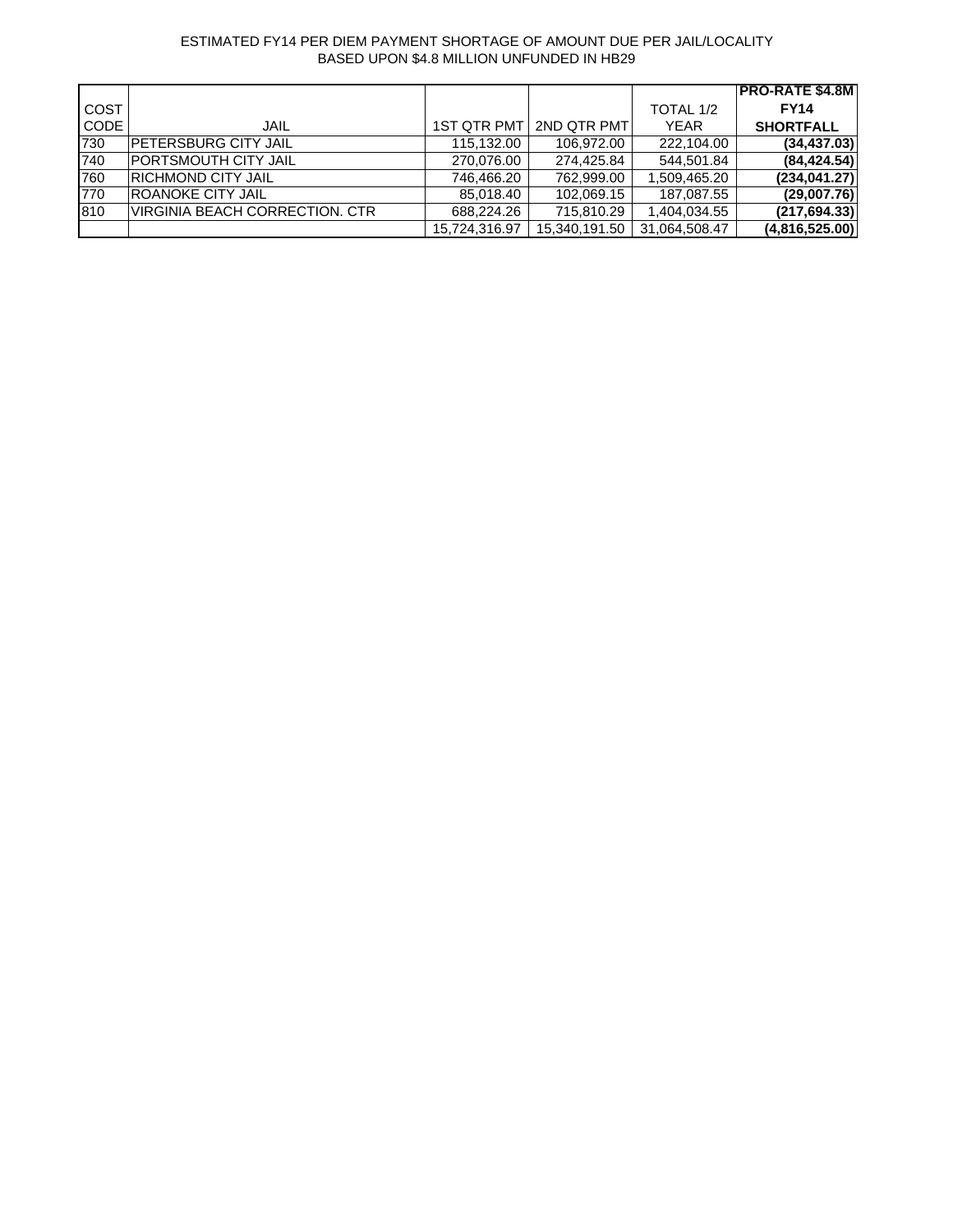ESTIMATED FY14 PER DIEM PAYMENT SHORTAGE OF AMOUNT DUE PER JAIL/LOCALITY
BASED UPON $4.8 MILLION UNFUNDED IN HB29

| COST CODE | JAIL | 1ST QTR PMT | 2ND QTR PMT | TOTAL 1/2 YEAR | **PRO-RATE $4.8M FY14 SHORTFALL** |
|---|---|---|---|---|---|
| 730 | PETERSBURG CITY JAIL | 115,132.00 | 106,972.00 | 222,104.00 | **(34,437.03)** |
| 740 | PORTSMOUTH CITY JAIL | 270,076.00 | 274,425.84 | 544,501.84 | **(84,424.54)** |
| 760 | RICHMOND CITY JAIL | 746,466.20 | 762,999.00 | 1,509,465.20 | **(234,041.27)** |
| 770 | ROANOKE CITY JAIL | 85,018.40 | 102,069.15 | 187,087.55 | **(29,007.76)** |
| 810 | VIRGINIA BEACH CORRECTION. CTR | 688,224.26 | 715,810.29 | 1,404,034.55 | **(217,694.33)** |
| | | 15,724,316.97 | 15,340,191.50 | 31,064,508.47 | **(4,816,525.00)** |